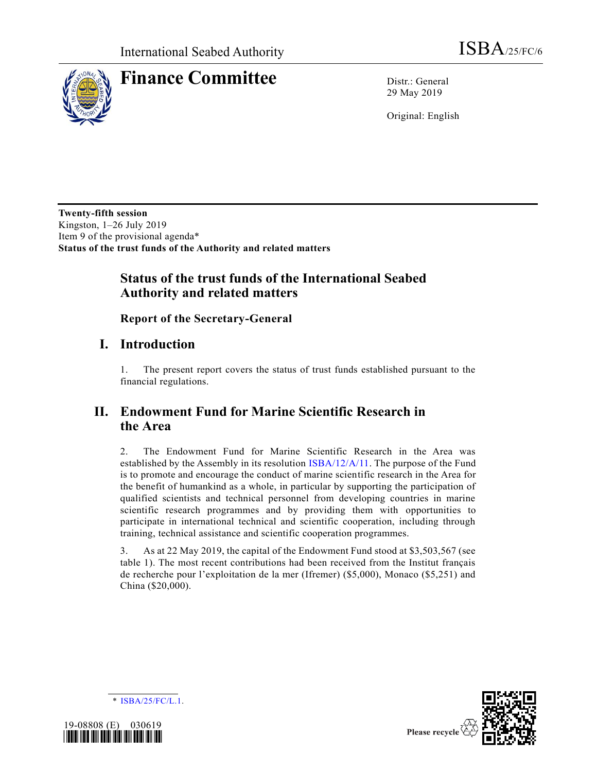International Seabed Authority

ISBA/25/FC/6

# Finance Committee

Distr.: General
29 May 2019

Original: English

**Twenty-fifth session**
Kingston, 1–26 July 2019
Item 9 of the provisional agenda*
**Status of the trust funds of the Authority and related matters**

## Status of the trust funds of the International Seabed Authority and related matters

### Report of the Secretary-General

## I. Introduction

1. The present report covers the status of trust funds established pursuant to the financial regulations.

## II. Endowment Fund for Marine Scientific Research in the Area

2. The Endowment Fund for Marine Scientific Research in the Area was established by the Assembly in its resolution ISBA/12/A/11. The purpose of the Fund is to promote and encourage the conduct of marine scientific research in the Area for the benefit of humankind as a whole, in particular by supporting the participation of qualified scientists and technical personnel from developing countries in marine scientific research programmes and by providing them with opportunities to participate in international technical and scientific cooperation, including through training, technical assistance and scientific cooperation programmes.

3. As at 22 May 2019, the capital of the Endowment Fund stood at $3,503,567 (see table 1). The most recent contributions had been received from the Institut français de recherche pour l'exploitation de la mer (Ifremer) ($5,000), Monaco ($5,251) and China ($20,000).

\* ISBA/25/FC/L.1.

19-08808 (E) 030619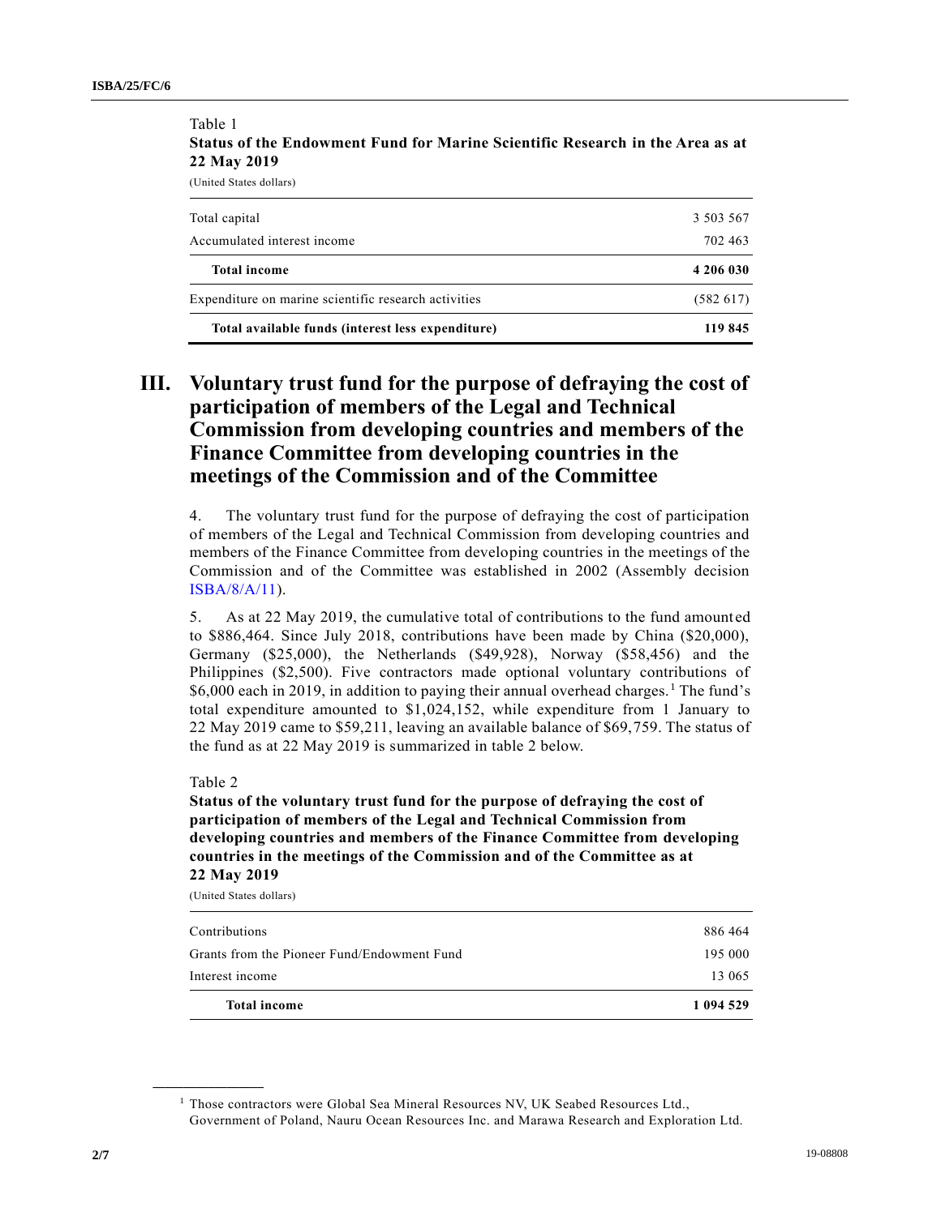Table 1

**Status of the Endowment Fund for Marine Scientific Research in the Area as at 22 May 2019**

(United States dollars)

| | |
|---|---|
| Total capital | 3 503 567 |
| Accumulated interest income | 702 463 |
| **Total income** | **4 206 030** |
| Expenditure on marine scientific research activities | (582 617) |
| **Total available funds (interest less expenditure)** | **119 845** |

## III. Voluntary trust fund for the purpose of defraying the cost of participation of members of the Legal and Technical Commission from developing countries and members of the Finance Committee from developing countries in the meetings of the Commission and of the Committee

4. The voluntary trust fund for the purpose of defraying the cost of participation of members of the Legal and Technical Commission from developing countries and members of the Finance Committee from developing countries in the meetings of the Commission and of the Committee was established in 2002 (Assembly decision ISBA/8/A/11).

5. As at 22 May 2019, the cumulative total of contributions to the fund amounted to $886,464. Since July 2018, contributions have been made by China ($20,000), Germany ($25,000), the Netherlands ($49,928), Norway ($58,456) and the Philippines ($2,500). Five contractors made optional voluntary contributions of $6,000 each in 2019, in addition to paying their annual overhead charges.[1] The fund's total expenditure amounted to $1,024,152, while expenditure from 1 January to 22 May 2019 came to $59,211, leaving an available balance of $69,759. The status of the fund as at 22 May 2019 is summarized in table 2 below.

Table 2

**Status of the voluntary trust fund for the purpose of defraying the cost of participation of members of the Legal and Technical Commission from developing countries and members of the Finance Committee from developing countries in the meetings of the Commission and of the Committee as at 22 May 2019**

(United States dollars)

| | |
|---|---|
| Contributions | 886 464 |
| Grants from the Pioneer Fund/Endowment Fund | 195 000 |
| Interest income | 13 065 |
| **Total income** | **1 094 529** |

[1] Those contractors were Global Sea Mineral Resources NV, UK Seabed Resources Ltd., Government of Poland, Nauru Ocean Resources Inc. and Marawa Research and Exploration Ltd.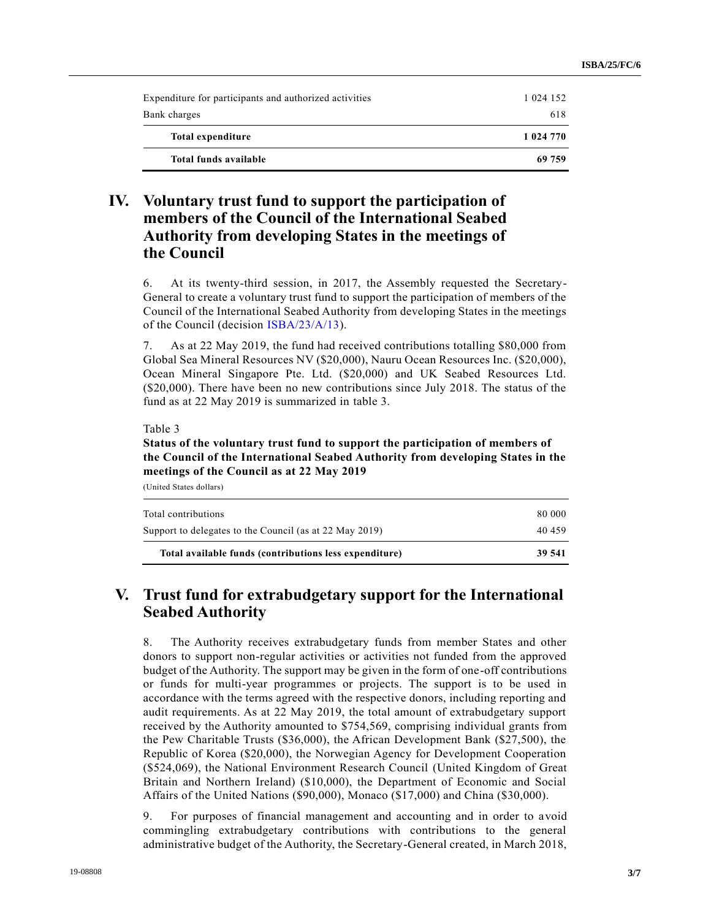| | |
|---|---|
| Expenditure for participants and authorized activities | 1 024 152 |
| Bank charges | 618 |
| **Total expenditure** | **1 024 770** |
| **Total funds available** | **69 759** |

## IV. Voluntary trust fund to support the participation of members of the Council of the International Seabed Authority from developing States in the meetings of the Council

6. At its twenty-third session, in 2017, the Assembly requested the Secretary-General to create a voluntary trust fund to support the participation of members of the Council of the International Seabed Authority from developing States in the meetings of the Council (decision ISBA/23/A/13).

7. As at 22 May 2019, the fund had received contributions totalling $80,000 from Global Sea Mineral Resources NV ($20,000), Nauru Ocean Resources Inc. ($20,000), Ocean Mineral Singapore Pte. Ltd. ($20,000) and UK Seabed Resources Ltd. ($20,000). There have been no new contributions since July 2018. The status of the fund as at 22 May 2019 is summarized in table 3.

Table 3

**Status of the voluntary trust fund to support the participation of members of the Council of the International Seabed Authority from developing States in the meetings of the Council as at 22 May 2019**

(United States dollars)

| | |
|---|---|
| Total contributions | 80 000 |
| Support to delegates to the Council (as at 22 May 2019) | 40 459 |
| **Total available funds (contributions less expenditure)** | **39 541** |

## V. Trust fund for extrabudgetary support for the International Seabed Authority

8. The Authority receives extrabudgetary funds from member States and other donors to support non-regular activities or activities not funded from the approved budget of the Authority. The support may be given in the form of one-off contributions or funds for multi-year programmes or projects. The support is to be used in accordance with the terms agreed with the respective donors, including reporting and audit requirements. As at 22 May 2019, the total amount of extrabudgetary support received by the Authority amounted to $754,569, comprising individual grants from the Pew Charitable Trusts ($36,000), the African Development Bank ($27,500), the Republic of Korea ($20,000), the Norwegian Agency for Development Cooperation ($524,069), the National Environment Research Council (United Kingdom of Great Britain and Northern Ireland) ($10,000), the Department of Economic and Social Affairs of the United Nations ($90,000), Monaco ($17,000) and China ($30,000).

9. For purposes of financial management and accounting and in order to avoid commingling extrabudgetary contributions with contributions to the general administrative budget of the Authority, the Secretary-General created, in March 2018,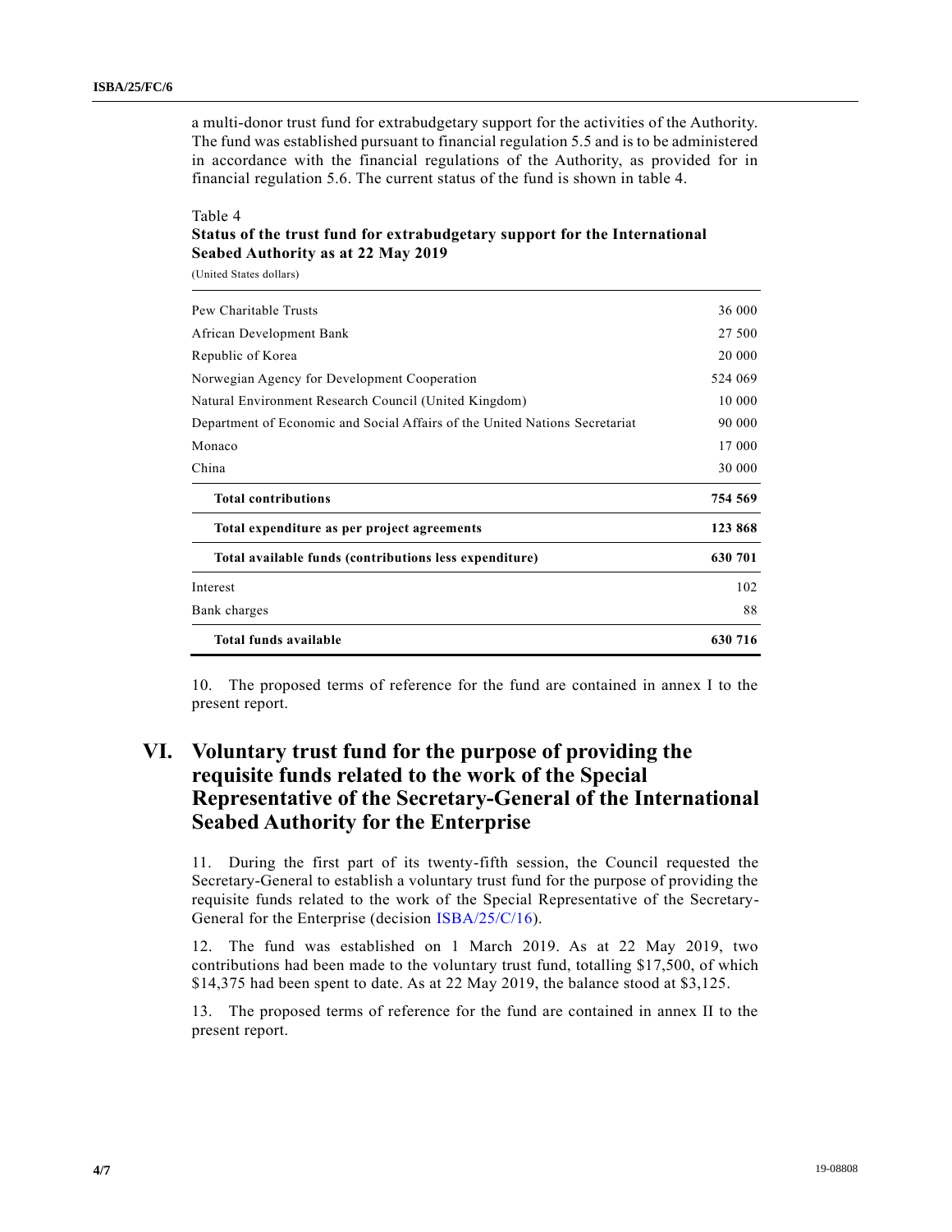a multi-donor trust fund for extrabudgetary support for the activities of the Authority. The fund was established pursuant to financial regulation 5.5 and is to be administered in accordance with the financial regulations of the Authority, as provided for in financial regulation 5.6. The current status of the fund is shown in table 4.

Table 4
**Status of the trust fund for extrabudgetary support for the International Seabed Authority as at 22 May 2019**
(United States dollars)

| | |
|---|---:|
| Pew Charitable Trusts | 36 000 |
| African Development Bank | 27 500 |
| Republic of Korea | 20 000 |
| Norwegian Agency for Development Cooperation | 524 069 |
| Natural Environment Research Council (United Kingdom) | 10 000 |
| Department of Economic and Social Affairs of the United Nations Secretariat | 90 000 |
| Monaco | 17 000 |
| China | 30 000 |
| **Total contributions** | **754 569** |
| **Total expenditure as per project agreements** | **123 868** |
| **Total available funds (contributions less expenditure)** | **630 701** |
| Interest | 102 |
| Bank charges | 88 |
| **Total funds available** | **630 716** |

10. The proposed terms of reference for the fund are contained in annex I to the present report.

# VI. Voluntary trust fund for the purpose of providing the requisite funds related to the work of the Special Representative of the Secretary-General of the International Seabed Authority for the Enterprise

11. During the first part of its twenty-fifth session, the Council requested the Secretary-General to establish a voluntary trust fund for the purpose of providing the requisite funds related to the work of the Special Representative of the Secretary-General for the Enterprise (decision ISBA/25/C/16).

12. The fund was established on 1 March 2019. As at 22 May 2019, two contributions had been made to the voluntary trust fund, totalling $17,500, of which $14,375 had been spent to date. As at 22 May 2019, the balance stood at $3,125.

13. The proposed terms of reference for the fund are contained in annex II to the present report.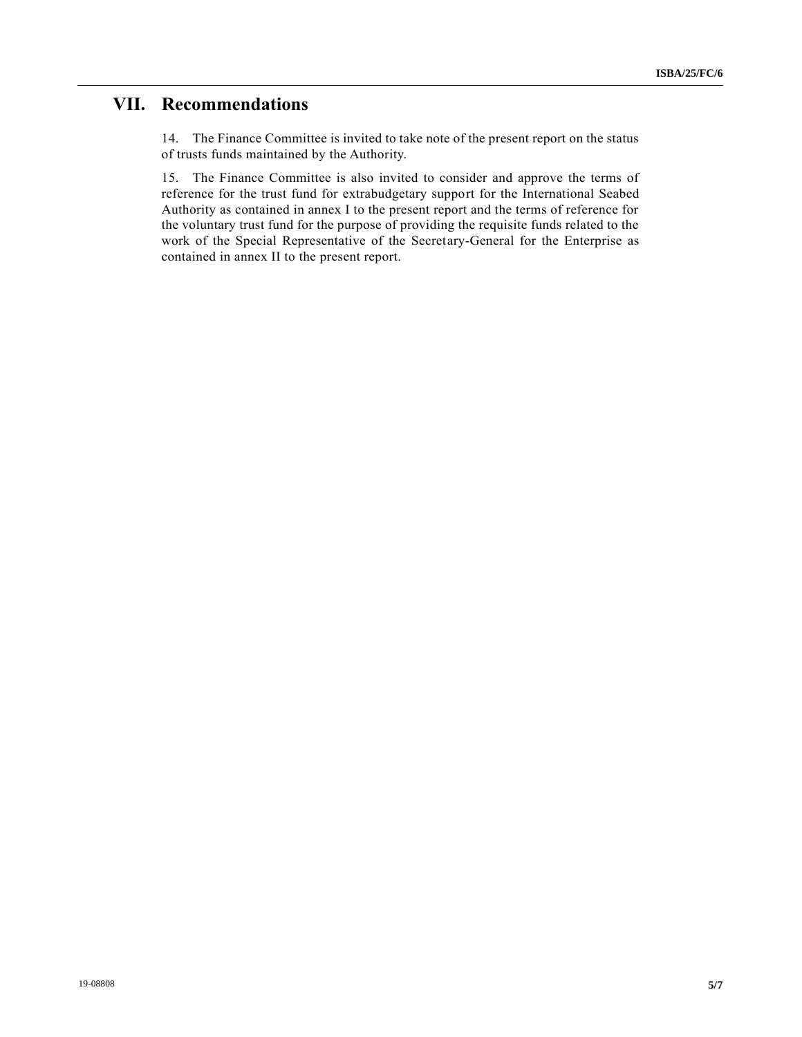# VII. Recommendations

14. The Finance Committee is invited to take note of the present report on the status of trusts funds maintained by the Authority.

15. The Finance Committee is also invited to consider and approve the terms of reference for the trust fund for extrabudgetary support for the International Seabed Authority as contained in annex I to the present report and the terms of reference for the voluntary trust fund for the purpose of providing the requisite funds related to the work of the Special Representative of the Secretary-General for the Enterprise as contained in annex II to the present report.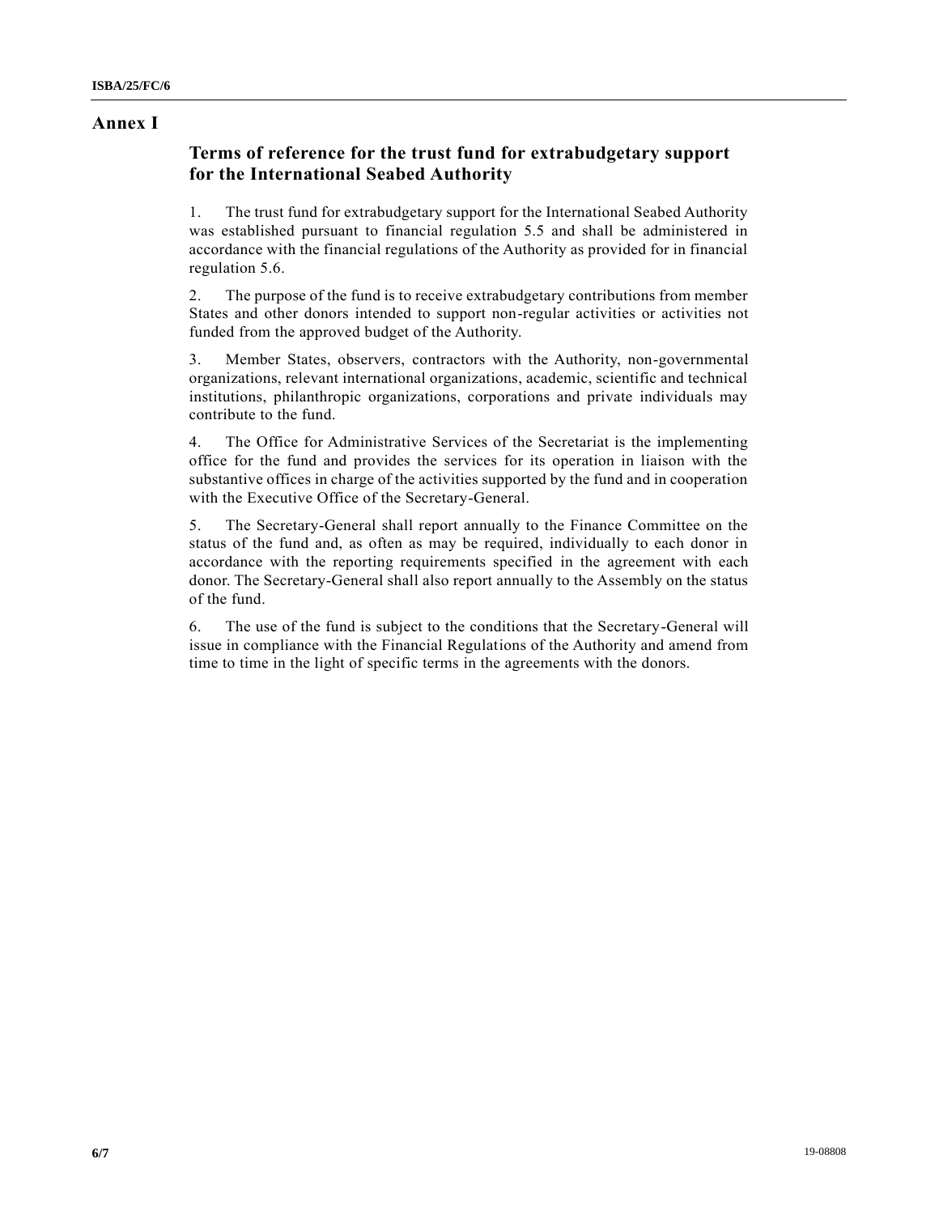# Annex I

## Terms of reference for the trust fund for extrabudgetary support for the International Seabed Authority

1. The trust fund for extrabudgetary support for the International Seabed Authority was established pursuant to financial regulation 5.5 and shall be administered in accordance with the financial regulations of the Authority as provided for in financial regulation 5.6.

2. The purpose of the fund is to receive extrabudgetary contributions from member States and other donors intended to support non-regular activities or activities not funded from the approved budget of the Authority.

3. Member States, observers, contractors with the Authority, non-governmental organizations, relevant international organizations, academic, scientific and technical institutions, philanthropic organizations, corporations and private individuals may contribute to the fund.

4. The Office for Administrative Services of the Secretariat is the implementing office for the fund and provides the services for its operation in liaison with the substantive offices in charge of the activities supported by the fund and in cooperation with the Executive Office of the Secretary-General.

5. The Secretary-General shall report annually to the Finance Committee on the status of the fund and, as often as may be required, individually to each donor in accordance with the reporting requirements specified in the agreement with each donor. The Secretary-General shall also report annually to the Assembly on the status of the fund.

6. The use of the fund is subject to the conditions that the Secretary-General will issue in compliance with the Financial Regulations of the Authority and amend from time to time in the light of specific terms in the agreements with the donors.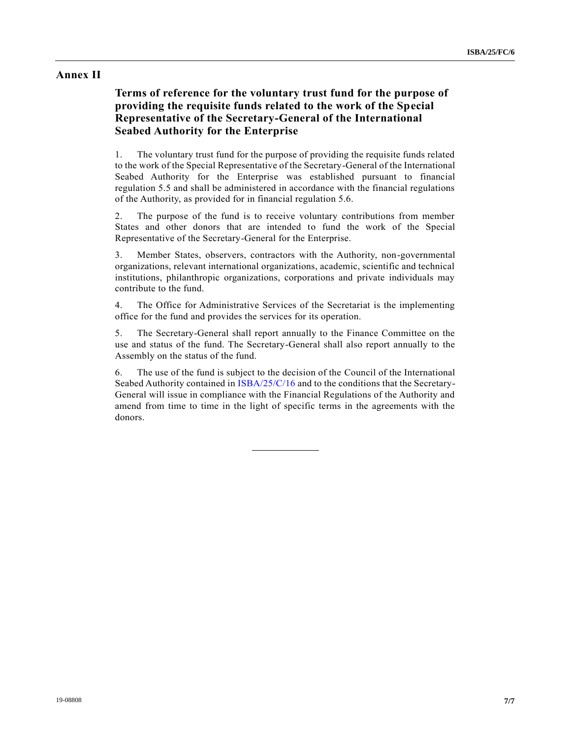# Annex II

## Terms of reference for the voluntary trust fund for the purpose of providing the requisite funds related to the work of the Special Representative of the Secretary-General of the International Seabed Authority for the Enterprise

1. The voluntary trust fund for the purpose of providing the requisite funds related to the work of the Special Representative of the Secretary-General of the International Seabed Authority for the Enterprise was established pursuant to financial regulation 5.5 and shall be administered in accordance with the financial regulations of the Authority, as provided for in financial regulation 5.6.

2. The purpose of the fund is to receive voluntary contributions from member States and other donors that are intended to fund the work of the Special Representative of the Secretary-General for the Enterprise.

3. Member States, observers, contractors with the Authority, non-governmental organizations, relevant international organizations, academic, scientific and technical institutions, philanthropic organizations, corporations and private individuals may contribute to the fund.

4. The Office for Administrative Services of the Secretariat is the implementing office for the fund and provides the services for its operation.

5. The Secretary-General shall report annually to the Finance Committee on the use and status of the fund. The Secretary-General shall also report annually to the Assembly on the status of the fund.

6. The use of the fund is subject to the decision of the Council of the International Seabed Authority contained in ISBA/25/C/16 and to the conditions that the Secretary-General will issue in compliance with the Financial Regulations of the Authority and amend from time to time in the light of specific terms in the agreements with the donors.